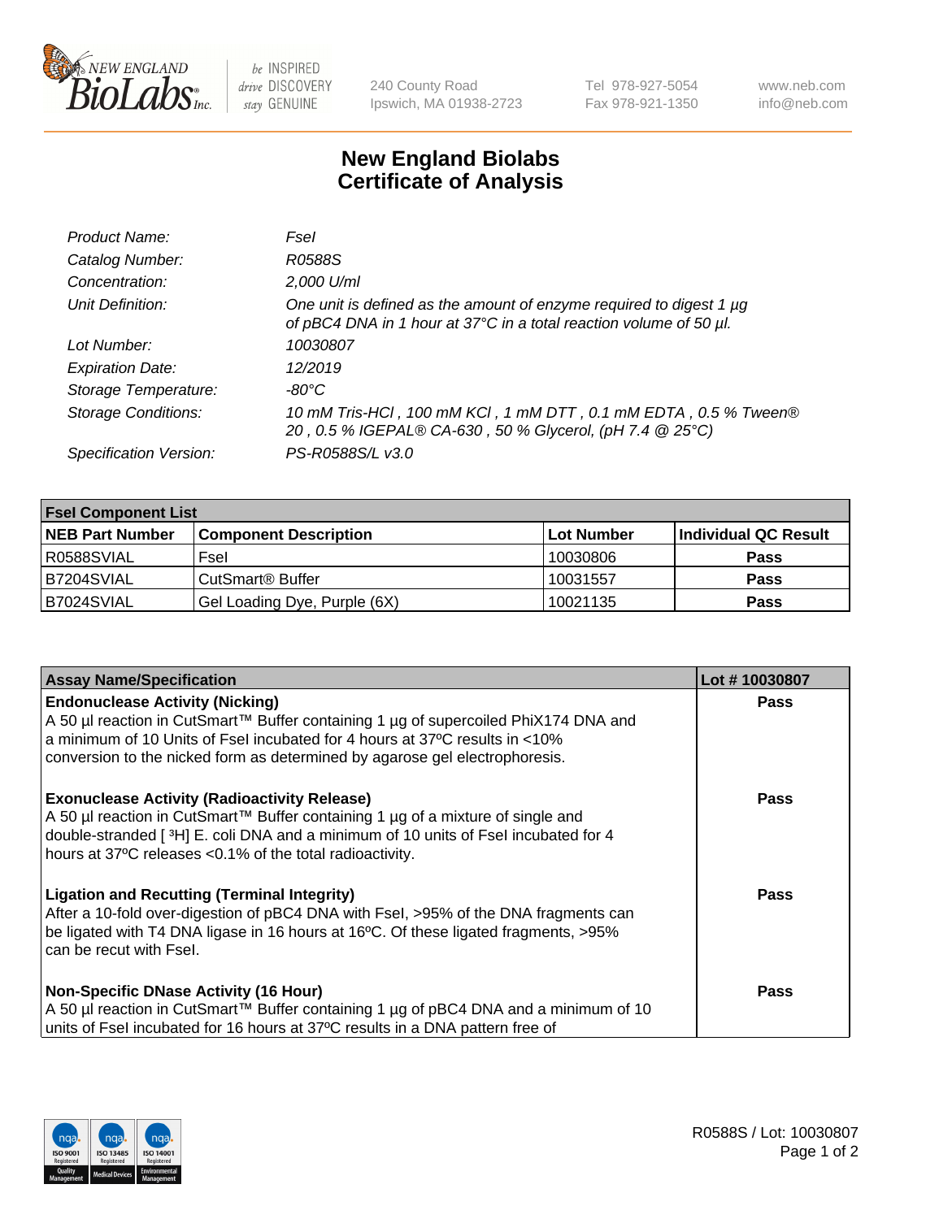240 County Road
Ipswich, MA 01938-2723

Tel 978-927-5054
Fax 978-921-1350

www.neb.com
info@neb.com

# New England Biolabs
# Certificate of Analysis

| | |
|---|---|
| *Product Name:* | *FseI* |
| *Catalog Number:* | *R0588S* |
| *Concentration:* | *2,000 U/ml* |
| *Unit Definition:* | *One unit is defined as the amount of enzyme required to digest 1 µg of pBC4 DNA in 1 hour at 37°C in a total reaction volume of 50 µl.* |
| *Lot Number:* | *10030807* |
| *Expiration Date:* | *12/2019* |
| *Storage Temperature:* | *-80°C* |
| *Storage Conditions:* | *10 mM Tris-HCl , 100 mM KCl , 1 mM DTT , 0.1 mM EDTA , 0.5 % Tween® 20 , 0.5 % IGEPAL® CA-630 , 50 % Glycerol, (pH 7.4 @ 25°C)* |
| *Specification Version:* | *PS-R0588S/L v3.0* |

| **FseI Component List** | | | |
|---|---|---|---|
| **NEB Part Number** | **Component Description** | **Lot Number** | **Individual QC Result** |
| R0588SVIAL | FseI | 10030806 | **Pass** |
| B7204SVIAL | CutSmart® Buffer | 10031557 | **Pass** |
| B7024SVIAL | Gel Loading Dye, Purple (6X) | 10021135 | **Pass** |

| **Assay Name/Specification** | **Lot # 10030807** |
|---|---|
| **Endonuclease Activity (Nicking)**<br>A 50 µl reaction in CutSmart™ Buffer containing 1 µg of supercoiled PhiX174 DNA and a minimum of 10 Units of FseI incubated for 4 hours at 37ºC results in <10% conversion to the nicked form as determined by agarose gel electrophoresis. | **Pass** |
| **Exonuclease Activity (Radioactivity Release)**<br>A 50 µl reaction in CutSmart™ Buffer containing 1 µg of a mixture of single and double-stranded [ $^3$H] E. coli DNA and a minimum of 10 units of FseI incubated for 4 hours at 37ºC releases <0.1% of the total radioactivity. | **Pass** |
| **Ligation and Recutting (Terminal Integrity)**<br>After a 10-fold over-digestion of pBC4 DNA with FseI, >95% of the DNA fragments can be ligated with T4 DNA ligase in 16 hours at 16ºC. Of these ligated fragments, >95% can be recut with FseI. | **Pass** |
| **Non-Specific DNase Activity (16 Hour)**<br>A 50 µl reaction in CutSmart™ Buffer containing 1 µg of pBC4 DNA and a minimum of 10 units of FseI incubated for 16 hours at 37ºC results in a DNA pattern free of | **Pass** |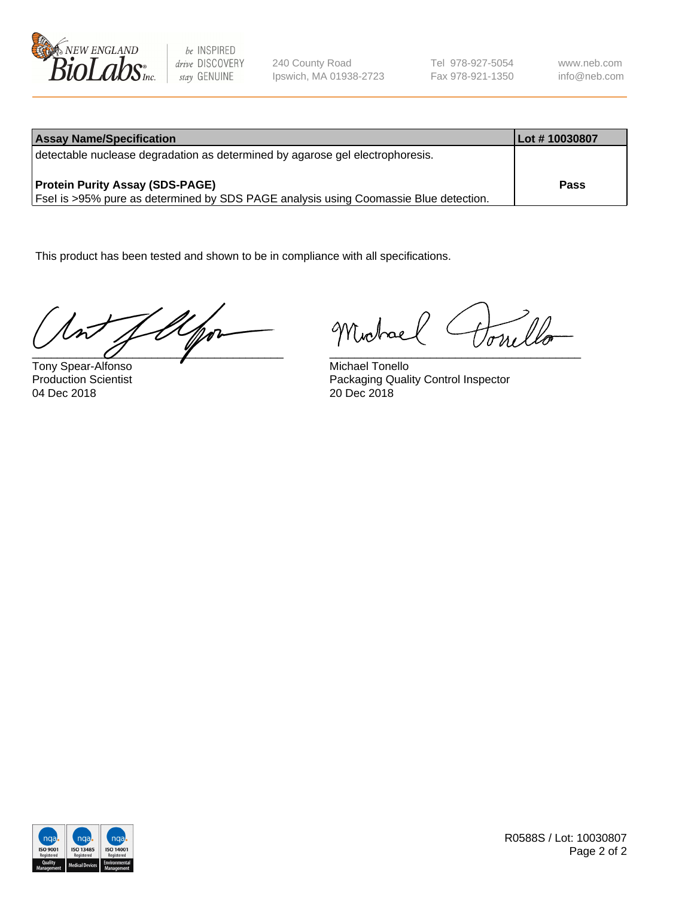NEW ENGLAND BioLabs Inc. — be INSPIRED drive DISCOVERY stay GENUINE

240 County Road
Ipswich, MA 01938-2723

Tel 978-927-5054
Fax 978-921-1350

www.neb.com
info@neb.com

| Assay Name/Specification | Lot # 10030807 |
| --- | --- |
| detectable nuclease degradation as determined by agarose gel electrophoresis. | |
| **Protein Purity Assay (SDS-PAGE)**<br>FseI is >95% pure as determined by SDS PAGE analysis using Coomassie Blue detection. | **Pass** |

This product has been tested and shown to be in compliance with all specifications.

Tony Spear-Alfonso
Production Scientist
04 Dec 2018

Michael Tonello
Packaging Quality Control Inspector
20 Dec 2018

R0588S / Lot: 10030807